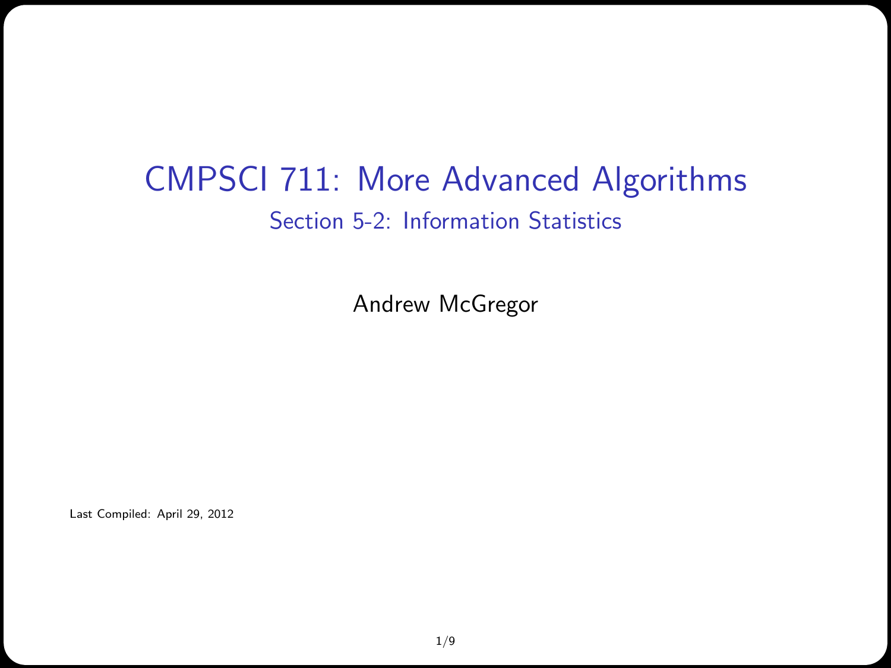# CMPSCI 711: More Advanced Algorithms

## Section 5-2: Information Statistics

Andrew McGregor

Last Compiled: April 29, 2012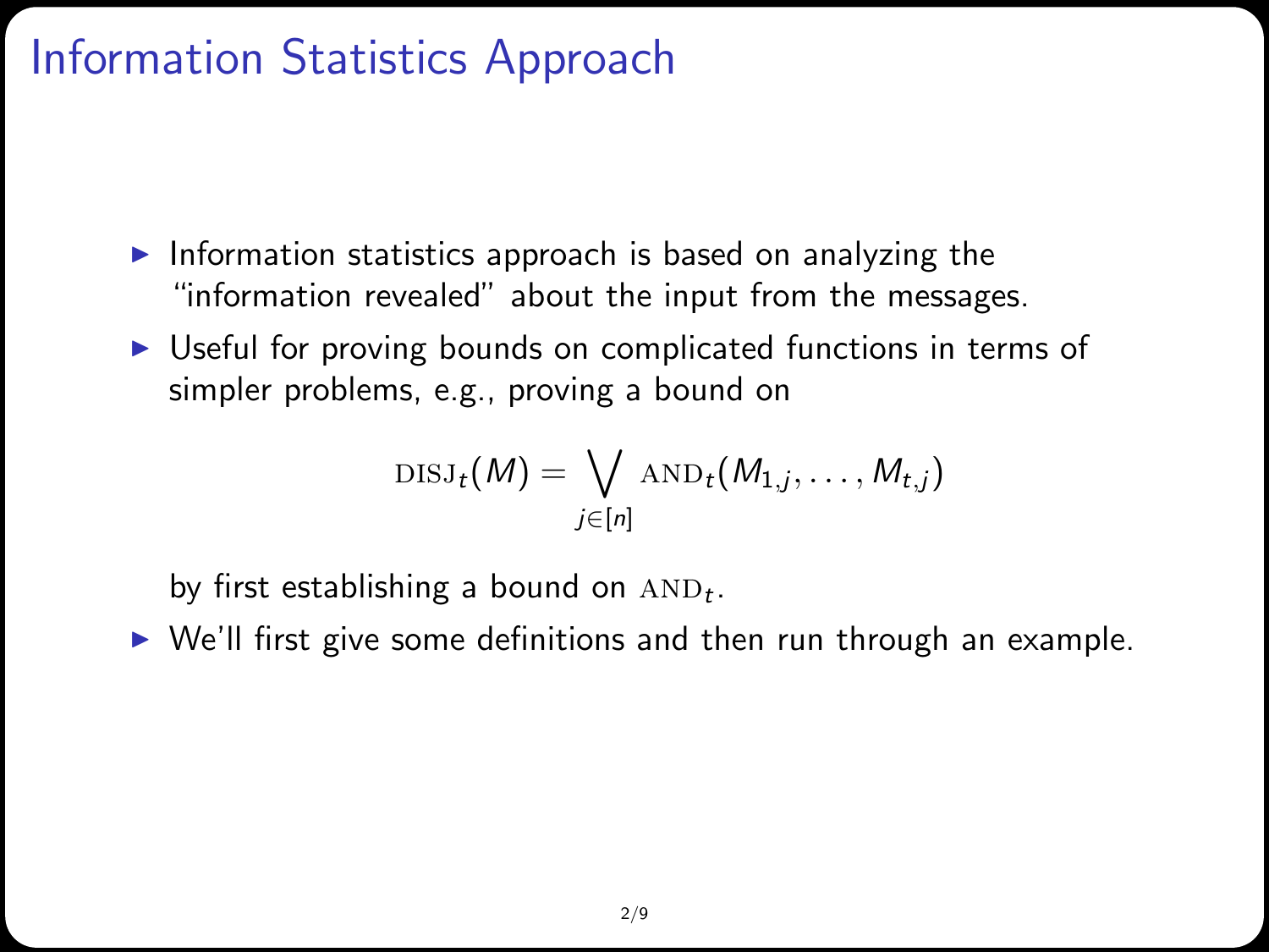# Information Statistics Approach

- Information statistics approach is based on analyzing the "information revealed" about the input from the messages.
- Useful for proving bounds on complicated functions in terms of simpler problems, e.g., proving a bound on

$$\textsc{disj}_t(M) = \bigvee_{j \in [n]} \textsc{and}_t(M_{1,j}, \ldots, M_{t,j})$$

  by first establishing a bound on $\textsc{and}_t$.
- We'll first give some definitions and then run through an example.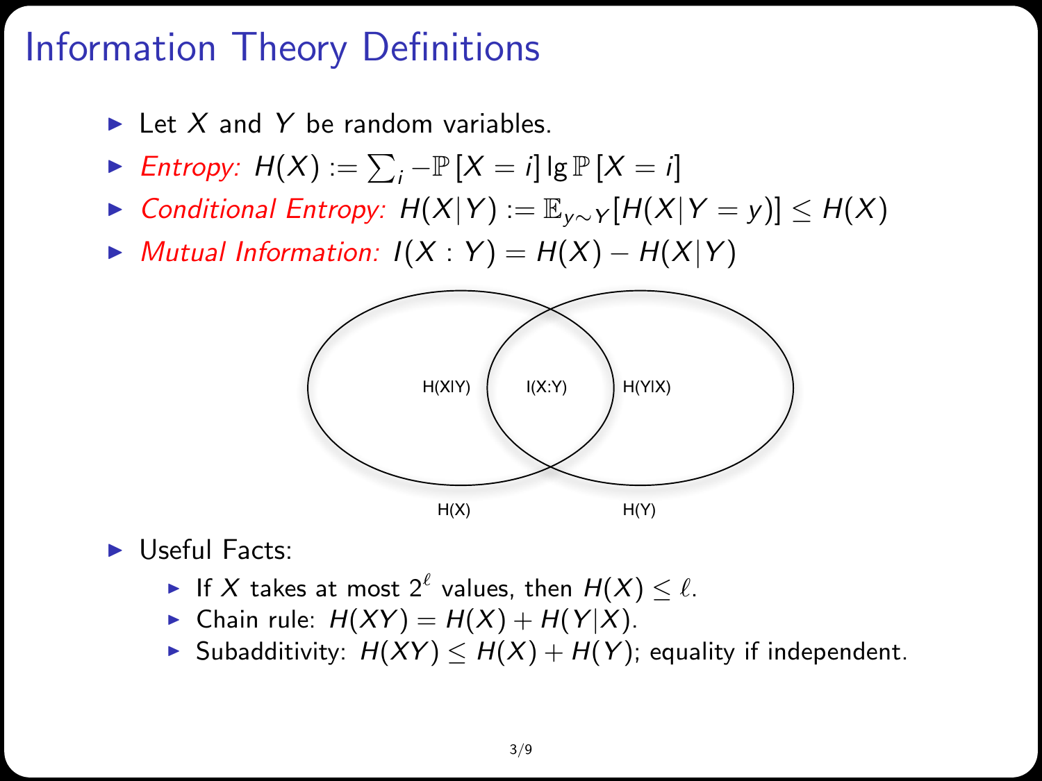# Information Theory Definitions

- Let $X$ and $Y$ be random variables.
- *Entropy:* $H(X) := \sum_i -\mathbb{P}[X = i] \lg \mathbb{P}[X = i]$
- *Conditional Entropy:* $H(X|Y) := \mathbb{E}_{y \sim Y}[H(X|Y = y)] \leq H(X)$
- *Mutual Information:* $I(X : Y) = H(X) - H(X|Y)$

H(X|Y) I(X:Y) H(Y|X)

H(X) H(Y)

- Useful Facts:
  - If $X$ takes at most $2^\ell$ values, then $H(X) \leq \ell$.
  - Chain rule: $H(XY) = H(X) + H(Y|X)$.
  - Subadditivity: $H(XY) \leq H(X) + H(Y)$; equality if independent.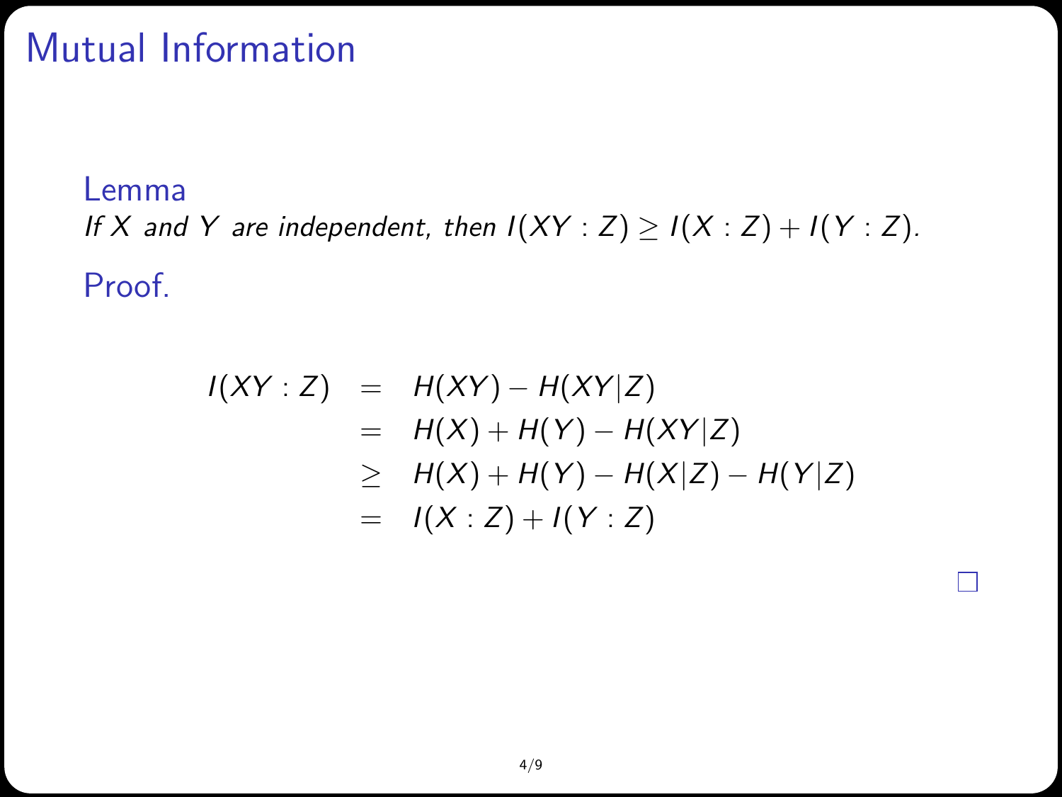# Mutual Information

**Lemma**

*If $X$ and $Y$ are independent, then $I(XY : Z) \geq I(X : Z) + I(Y : Z)$.*

**Proof.**

$$
\begin{aligned}
I(XY : Z) &= H(XY) - H(XY|Z) \\
&= H(X) + H(Y) - H(XY|Z) \\
&\geq H(X) + H(Y) - H(X|Z) - H(Y|Z) \\
&= I(X : Z) + I(Y : Z)
\end{aligned}
$$

□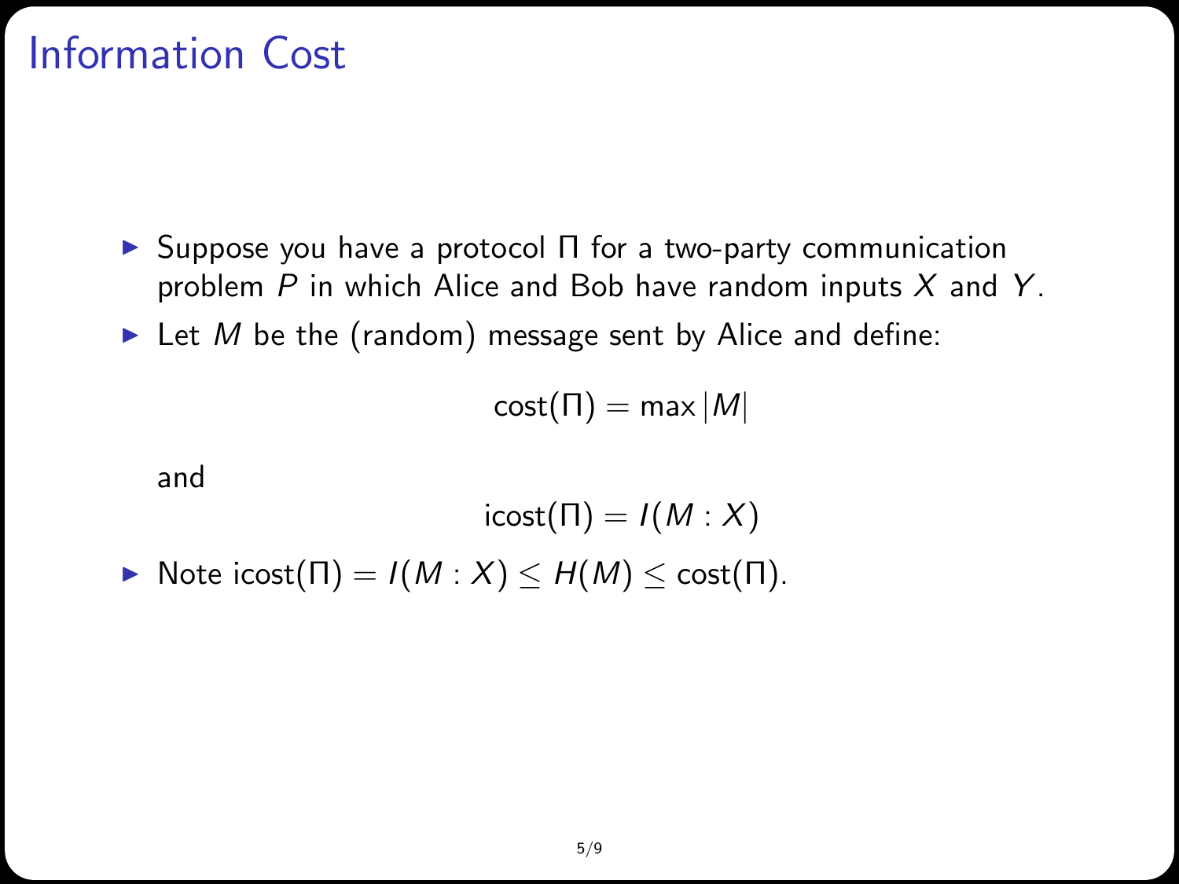# Information Cost

- Suppose you have a protocol $\Pi$ for a two-party communication problem $P$ in which Alice and Bob have random inputs $X$ and $Y$.
- Let $M$ be the (random) message sent by Alice and define:

$$\text{cost}(\Pi) = \max |M|$$

  and

$$\text{icost}(\Pi) = I(M : X)$$

- Note $\text{icost}(\Pi) = I(M : X) \leq H(M) \leq \text{cost}(\Pi)$.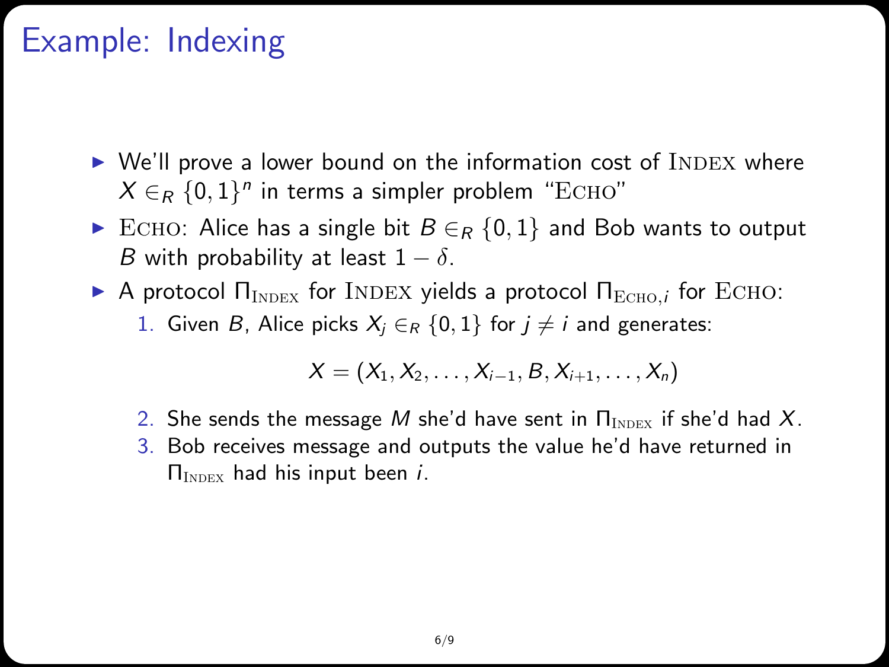# Example: Indexing

- We'll prove a lower bound on the information cost of INDEX where $X \in_R \{0,1\}^n$ in terms a simpler problem "ECHO"
- ECHO: Alice has a single bit $B \in_R \{0,1\}$ and Bob wants to output $B$ with probability at least $1 - \delta$.
- A protocol $\Pi_{\text{INDEX}}$ for INDEX yields a protocol $\Pi_{\text{ECHO},i}$ for ECHO:
  1. Given $B$, Alice picks $X_j \in_R \{0,1\}$ for $j \neq i$ and generates:

     $$X = (X_1, X_2, \ldots, X_{i-1}, B, X_{i+1}, \ldots, X_n)$$

  2. She sends the message $M$ she'd have sent in $\Pi_{\text{INDEX}}$ if she'd had $X$.
  3. Bob receives message and outputs the value he'd have returned in $\Pi_{\text{INDEX}}$ had his input been $i$.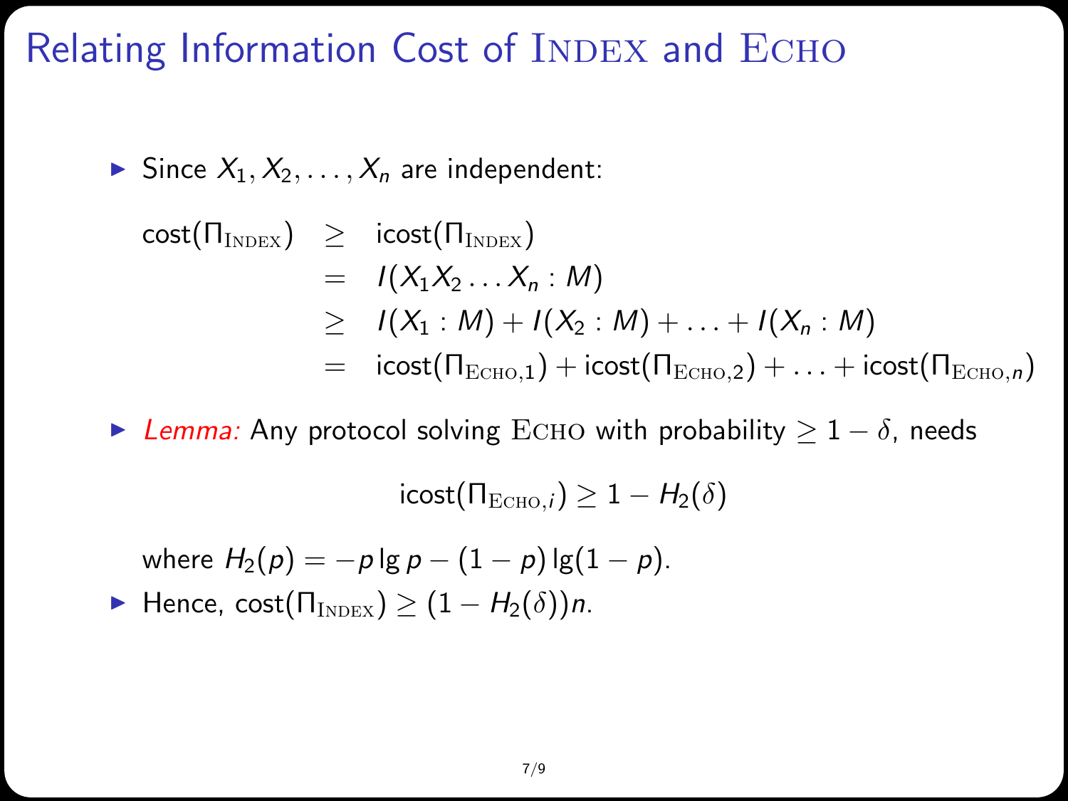# Relating Information Cost of Index and Echo

- Since $X_1, X_2, \ldots, X_n$ are independent:

$$
\begin{aligned}
\mathsf{cost}(\Pi_{\text{INDEX}}) &\geq \mathsf{icost}(\Pi_{\text{INDEX}}) \\
&= I(X_1 X_2 \ldots X_n : M) \\
&\geq I(X_1 : M) + I(X_2 : M) + \ldots + I(X_n : M) \\
&= \mathsf{icost}(\Pi_{\text{ECHO},1}) + \mathsf{icost}(\Pi_{\text{ECHO},2}) + \ldots + \mathsf{icost}(\Pi_{\text{ECHO},n})
\end{aligned}
$$

- *Lemma:* Any protocol solving Echo with probability $\geq 1 - \delta$, needs

$$\mathsf{icost}(\Pi_{\text{ECHO},i}) \geq 1 - H_2(\delta)$$

  where $H_2(p) = -p \lg p - (1-p)\lg(1-p)$.

- Hence, $\mathsf{cost}(\Pi_{\text{INDEX}}) \geq (1 - H_2(\delta))n$.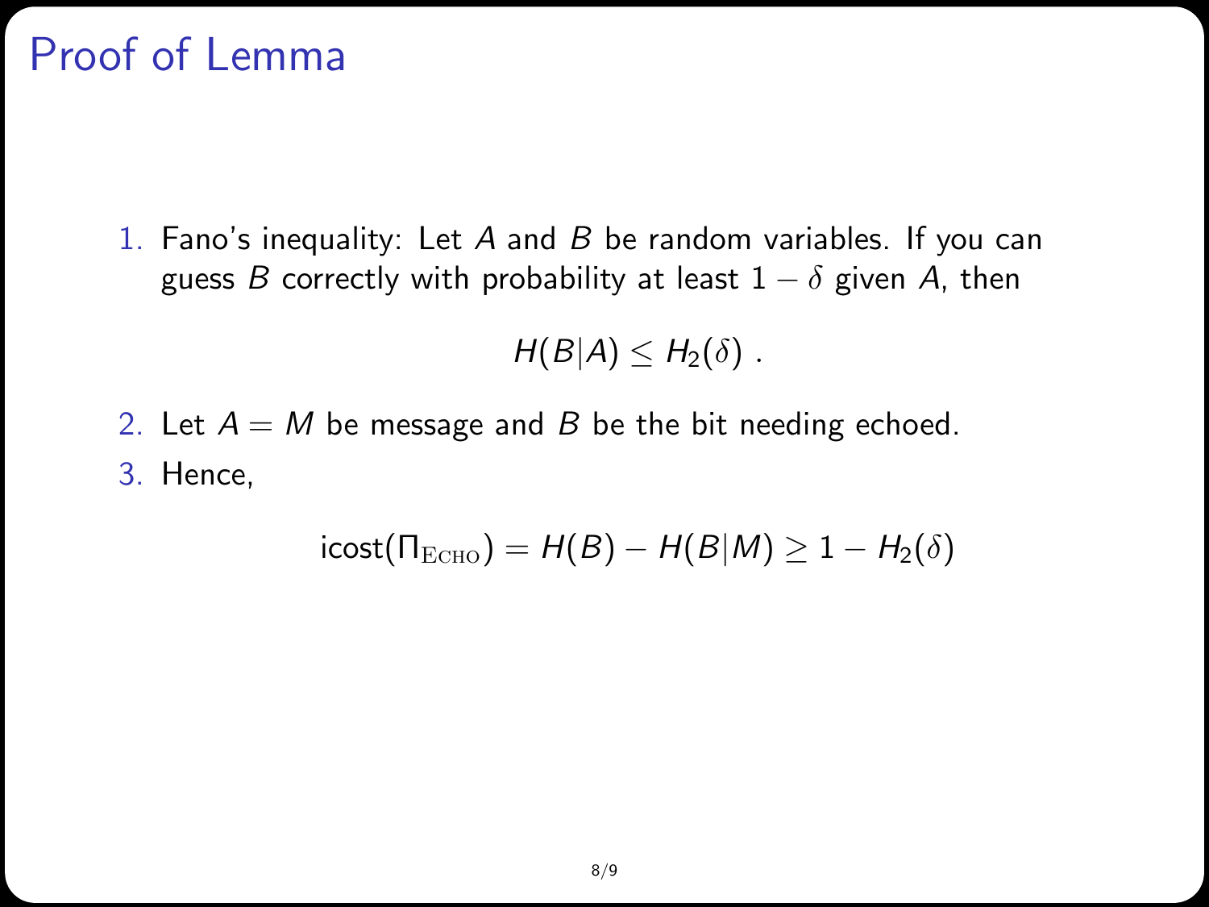# Proof of Lemma

1. Fano's inequality: Let $A$ and $B$ be random variables. If you can guess $B$ correctly with probability at least $1 - \delta$ given $A$, then

$$H(B|A) \leq H_2(\delta) \; .$$

2. Let $A = M$ be message and $B$ be the bit needing echoed.
3. Hence,

$$\text{icost}(\Pi_{\text{ECHO}}) = H(B) - H(B|M) \geq 1 - H_2(\delta)$$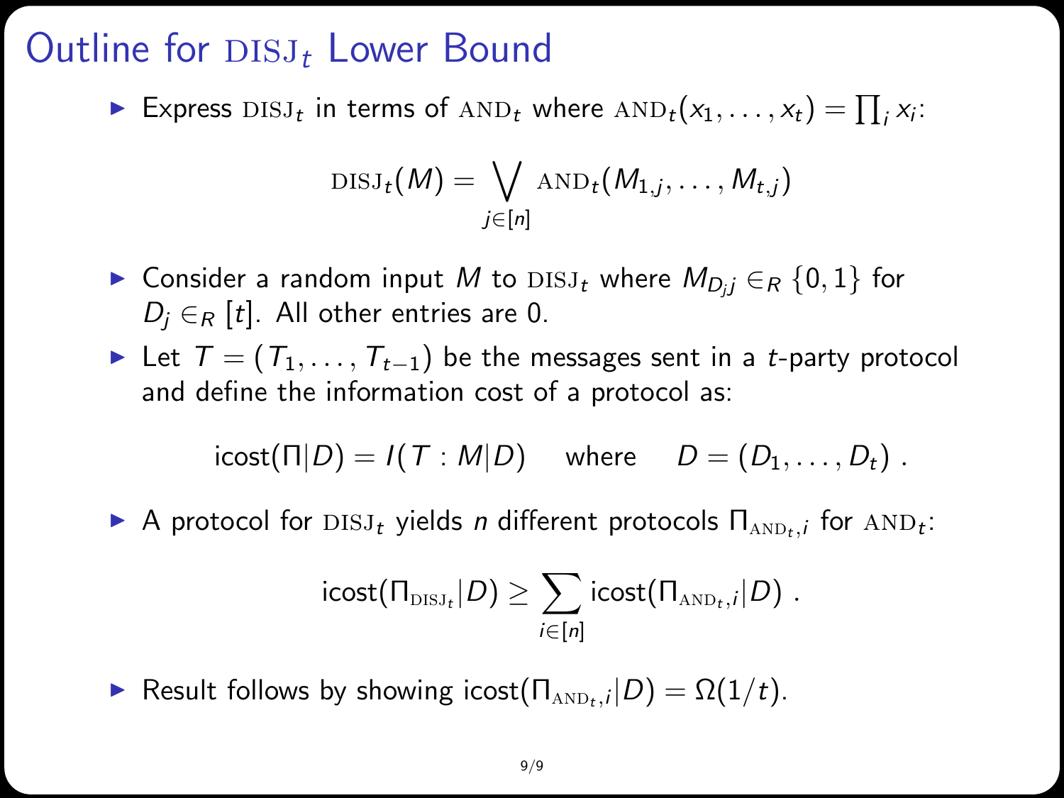# Outline for $\textsc{disj}_t$ Lower Bound

- Express $\textsc{disj}_t$ in terms of $\textsc{and}_t$ where $\textsc{and}_t(x_1, \ldots, x_t) = \prod_i x_i$:

$$\textsc{disj}_t(M) = \bigvee_{j \in [n]} \textsc{and}_t(M_{1,j}, \ldots, M_{t,j})$$

- Consider a random input $M$ to $\textsc{disj}_t$ where $M_{D_j j} \in_R \{0, 1\}$ for $D_j \in_R [t]$. All other entries are 0.
- Let $T = (T_1, \ldots, T_{t-1})$ be the messages sent in a $t$-party protocol and define the information cost of a protocol as:

$$\text{icost}(\Pi | D) = I(T : M | D) \quad \text{where} \quad D = (D_1, \ldots, D_t) \ .$$

- A protocol for $\textsc{disj}_t$ yields $n$ different protocols $\Pi_{\textsc{and}_t, i}$ for $\textsc{and}_t$:

$$\text{icost}(\Pi_{\textsc{disj}_t} | D) \geq \sum_{i \in [n]} \text{icost}(\Pi_{\textsc{and}_t, i} | D) \ .$$

- Result follows by showing $\text{icost}(\Pi_{\textsc{and}_t, i} | D) = \Omega(1/t)$.